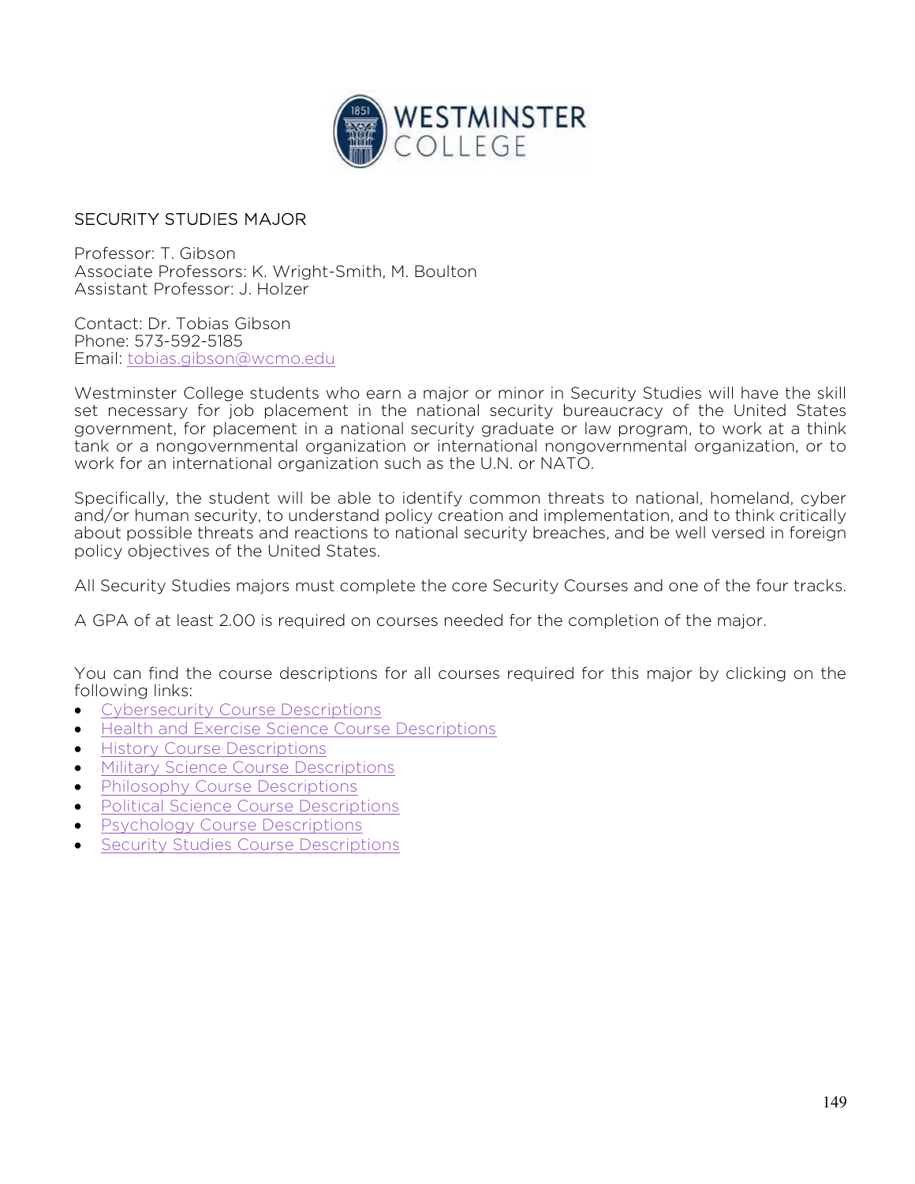## SECURITY STUDIES MAJOR

Professor: T. Gibson
Associate Professors: K. Wright-Smith, M. Boulton
Assistant Professor: J. Holzer

Contact: Dr. Tobias Gibson
Phone: 573-592-5185
Email: tobias.gibson@wcmo.edu

Westminster College students who earn a major or minor in Security Studies will have the skill set necessary for job placement in the national security bureaucracy of the United States government, for placement in a national security graduate or law program, to work at a think tank or a nongovernmental organization or international nongovernmental organization, or to work for an international organization such as the U.N. or NATO.

Specifically, the student will be able to identify common threats to national, homeland, cyber and/or human security, to understand policy creation and implementation, and to think critically about possible threats and reactions to national security breaches, and be well versed in foreign policy objectives of the United States.

All Security Studies majors must complete the core Security Courses and one of the four tracks.

A GPA of at least 2.00 is required on courses needed for the completion of the major.

You can find the course descriptions for all courses required for this major by clicking on the following links:

- Cybersecurity Course Descriptions
- Health and Exercise Science Course Descriptions
- History Course Descriptions
- Military Science Course Descriptions
- Philosophy Course Descriptions
- Political Science Course Descriptions
- Psychology Course Descriptions
- Security Studies Course Descriptions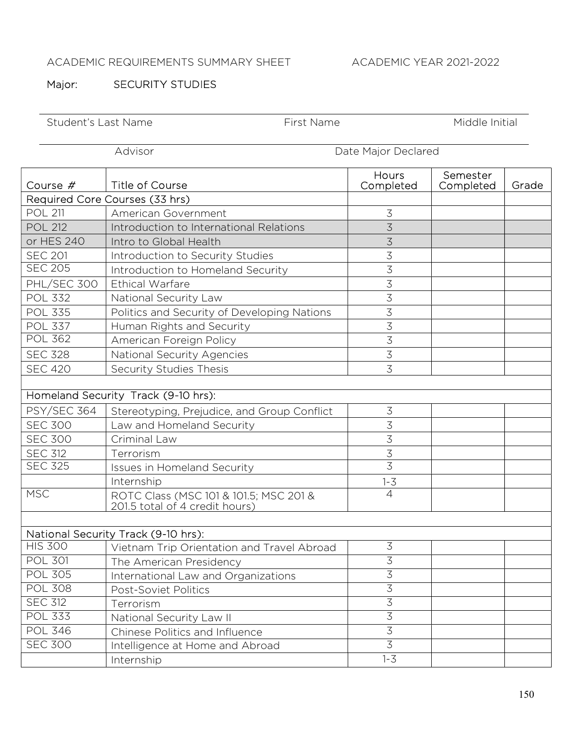ACADEMIC REQUIREMENTS SUMMARY SHEET ACADEMIC YEAR 2021-2022

Major: SECURITY STUDIES

Student's Last Name First Name Middle Initial

Advisor Date Major Declared

| Course # | Title of Course | Hours Completed | Semester Completed | Grade |
|---|---|---|---|---|
| Required Core Courses (33 hrs) | | | | |
| POL 211 | American Government | 3 | | |
| POL 212 | Introduction to International Relations | 3 | | |
| or HES 240 | Intro to Global Health | 3 | | |
| SEC 201 | Introduction to Security Studies | 3 | | |
| SEC 205 | Introduction to Homeland Security | 3 | | |
| PHL/SEC 300 | Ethical Warfare | 3 | | |
| POL 332 | National Security Law | 3 | | |
| POL 335 | Politics and Security of Developing Nations | 3 | | |
| POL 337 | Human Rights and Security | 3 | | |
| POL 362 | American Foreign Policy | 3 | | |
| SEC 328 | National Security Agencies | 3 | | |
| SEC 420 | Security Studies Thesis | 3 | | |
| | | | | |
| Homeland Security Track (9-10 hrs): | | | | |
| PSY/SEC 364 | Stereotyping, Prejudice, and Group Conflict | 3 | | |
| SEC 300 | Law and Homeland Security | 3 | | |
| SEC 300 | Criminal Law | 3 | | |
| SEC 312 | Terrorism | 3 | | |
| SEC 325 | Issues in Homeland Security | 3 | | |
| | Internship | 1-3 | | |
| MSC | ROTC Class (MSC 101 & 101.5; MSC 201 & 201.5 total of 4 credit hours) | 4 | | |
| | | | | |
| National Security Track (9-10 hrs): | | | | |
| HIS 300 | Vietnam Trip Orientation and Travel Abroad | 3 | | |
| POL 301 | The American Presidency | 3 | | |
| POL 305 | International Law and Organizations | 3 | | |
| POL 308 | Post-Soviet Politics | 3 | | |
| SEC 312 | Terrorism | 3 | | |
| POL 333 | National Security Law II | 3 | | |
| POL 346 | Chinese Politics and Influence | 3 | | |
| SEC 300 | Intelligence at Home and Abroad | 3 | | |
| | Internship | 1-3 | | |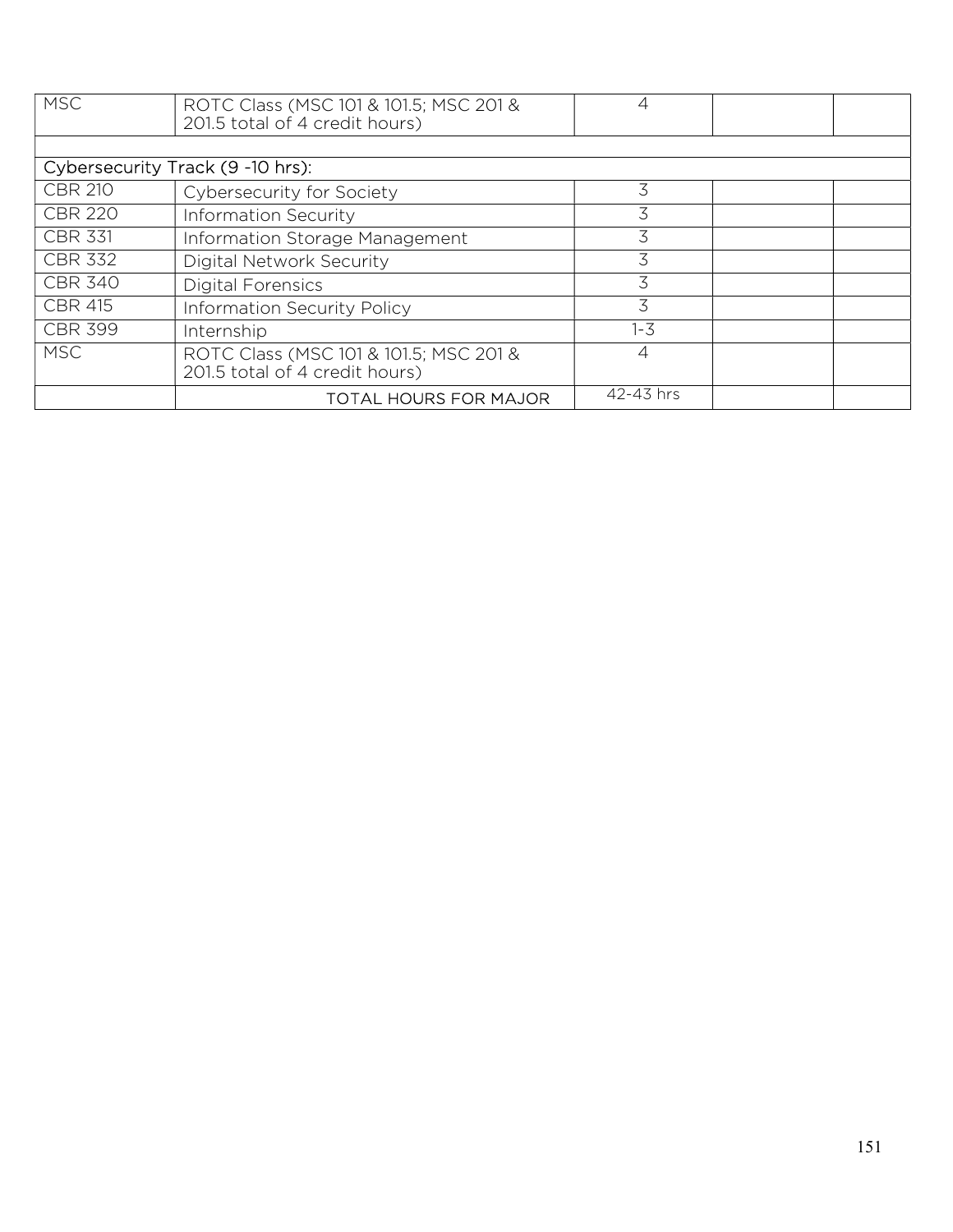| | | | | |
|---|---|---|---|---|
| MSC | ROTC Class (MSC 101 & 101.5; MSC 201 & 201.5 total of 4 credit hours) | 4 | | |
| | | | | |
| Cybersecurity Track (9 -10 hrs): | | | | |
| CBR 210 | Cybersecurity for Society | 3 | | |
| CBR 220 | Information Security | 3 | | |
| CBR 331 | Information Storage Management | 3 | | |
| CBR 332 | Digital Network Security | 3 | | |
| CBR 340 | Digital Forensics | 3 | | |
| CBR 415 | Information Security Policy | 3 | | |
| CBR 399 | Internship | 1-3 | | |
| MSC | ROTC Class (MSC 101 & 101.5; MSC 201 & 201.5 total of 4 credit hours) | 4 | | |
| | TOTAL HOURS FOR MAJOR | 42-43 hrs | | |